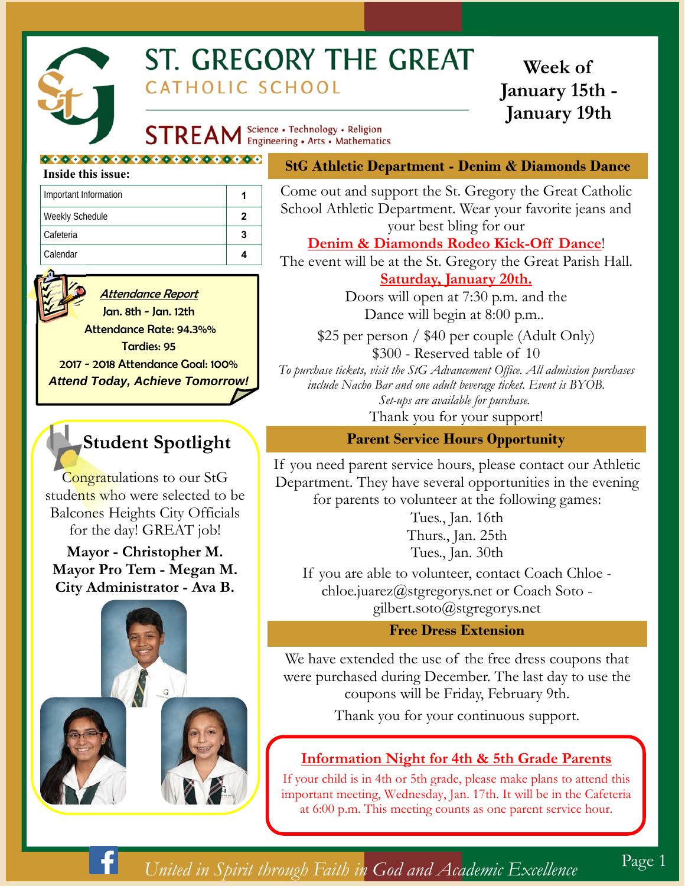# ST. GREGORY THE GREAT

## CATHOLIC SCHOOL

**STREAM** Science • Technology • Religion Engineering • Arts • Mathematics

**Week of January 15th - January 19th**

**Inside this issue:**

| | |
|---|---|
| Important Information | 1 |
| Weekly Schedule | 2 |
| Cafeteria | 3 |
| Calendar | 4 |

***Attendance Report***

Jan. 8th - Jan. 12th

Attendance Rate: 94.3%%

Tardies: 95

2017 - 2018 Attendance Goal: 100%

***Attend Today, Achieve Tomorrow!***

## Student Spotlight

Congratulations to our StG students who were selected to be Balcones Heights City Officials for the day! GREAT job!

**Mayor - Christopher M.**
**Mayor Pro Tem - Megan M.**
**City Administrator - Ava B.**

## StG Athletic Department - Denim & Diamonds Dance

Come out and support the St. Gregory the Great Catholic School Athletic Department. Wear your favorite jeans and your best bling for our

**Denim & Diamonds Rodeo Kick-Off Dance**!

The event will be at the St. Gregory the Great Parish Hall.

**Saturday, January 20th.**

Doors will open at 7:30 p.m. and the Dance will begin at 8:00 p.m..

$25 per person / $40 per couple (Adult Only)
$300 - Reserved table of 10

*To purchase tickets, visit the StG Advancement Office. All admission purchases include Nacho Bar and one adult beverage ticket. Event is BYOB. Set-ups are available for purchase.*

Thank you for your support!

## Parent Service Hours Opportunity

If you need parent service hours, please contact our Athletic Department. They have several opportunities in the evening for parents to volunteer at the following games:

Tues., Jan. 16th
Thurs., Jan. 25th
Tues., Jan. 30th

If you are able to volunteer, contact Coach Chloe - chloe.juarez@stgregorys.net or Coach Soto - gilbert.soto@stgregorys.net

## Free Dress Extension

We have extended the use of the free dress coupons that were purchased during December. The last day to use the coupons will be Friday, February 9th.

Thank you for your continuous support.

## Information Night for 4th & 5th Grade Parents

If your child is in 4th or 5th grade, please make plans to attend this important meeting, Wednesday, Jan. 17th. It will be in the Cafeteria at 6:00 p.m. This meeting counts as one parent service hour.

*United in Spirit through Faith in God and Academic Excellence*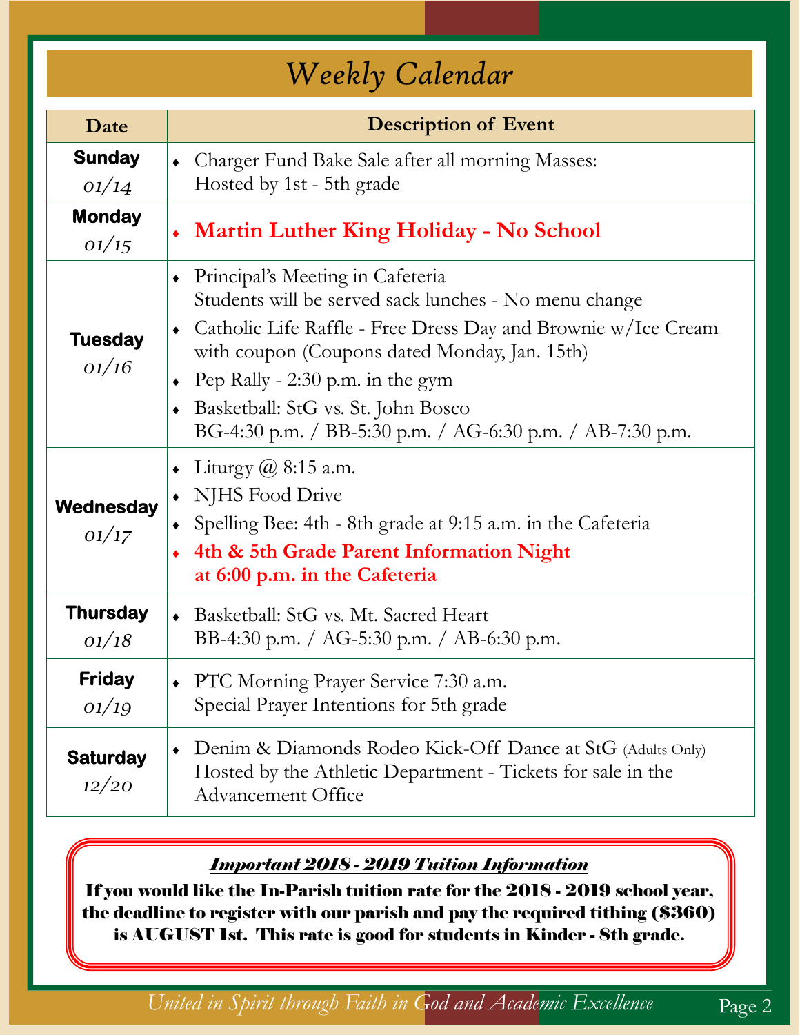# Weekly Calendar

| Date | Description of Event |
|---|---|
| **Sunday** *01/14* | ♦ Charger Fund Bake Sale after all morning Masses: Hosted by 1st - 5th grade |
| **Monday** *01/15* | ♦ **Martin Luther King Holiday - No School** |
| **Tuesday** *01/16* | ♦ Principal's Meeting in Cafeteria Students will be served sack lunches - No menu change<br>♦ Catholic Life Raffle - Free Dress Day and Brownie w/Ice Cream with coupon (Coupons dated Monday, Jan. 15th)<br>♦ Pep Rally - 2:30 p.m. in the gym<br>♦ Basketball: StG vs. St. John Bosco BG-4:30 p.m. / BB-5:30 p.m. / AG-6:30 p.m. / AB-7:30 p.m. |
| **Wednesday** *01/17* | ♦ Liturgy @ 8:15 a.m.<br>♦ NJHS Food Drive<br>♦ Spelling Bee: 4th - 8th grade at 9:15 a.m. in the Cafeteria<br>♦ **4th & 5th Grade Parent Information Night at 6:00 p.m. in the Cafeteria** |
| **Thursday** *01/18* | ♦ Basketball: StG vs. Mt. Sacred Heart BB-4:30 p.m. / AG-5:30 p.m. / AB-6:30 p.m. |
| **Friday** *01/19* | ♦ PTC Morning Prayer Service 7:30 a.m. Special Prayer Intentions for 5th grade |
| **Saturday** *12/20* | ♦ Denim & Diamonds Rodeo Kick-Off Dance at StG (Adults Only) Hosted by the Athletic Department - Tickets for sale in the Advancement Office |

***Important 2018 - 2019 Tuition Information***

**If you would like the In-Parish tuition rate for the 2018 - 2019 school year, the deadline to register with our parish and pay the required tithing ($360) is AUGUST 1st. This rate is good for students in Kinder - 8th grade.**

*United in Spirit through Faith in God and Academic Excellence*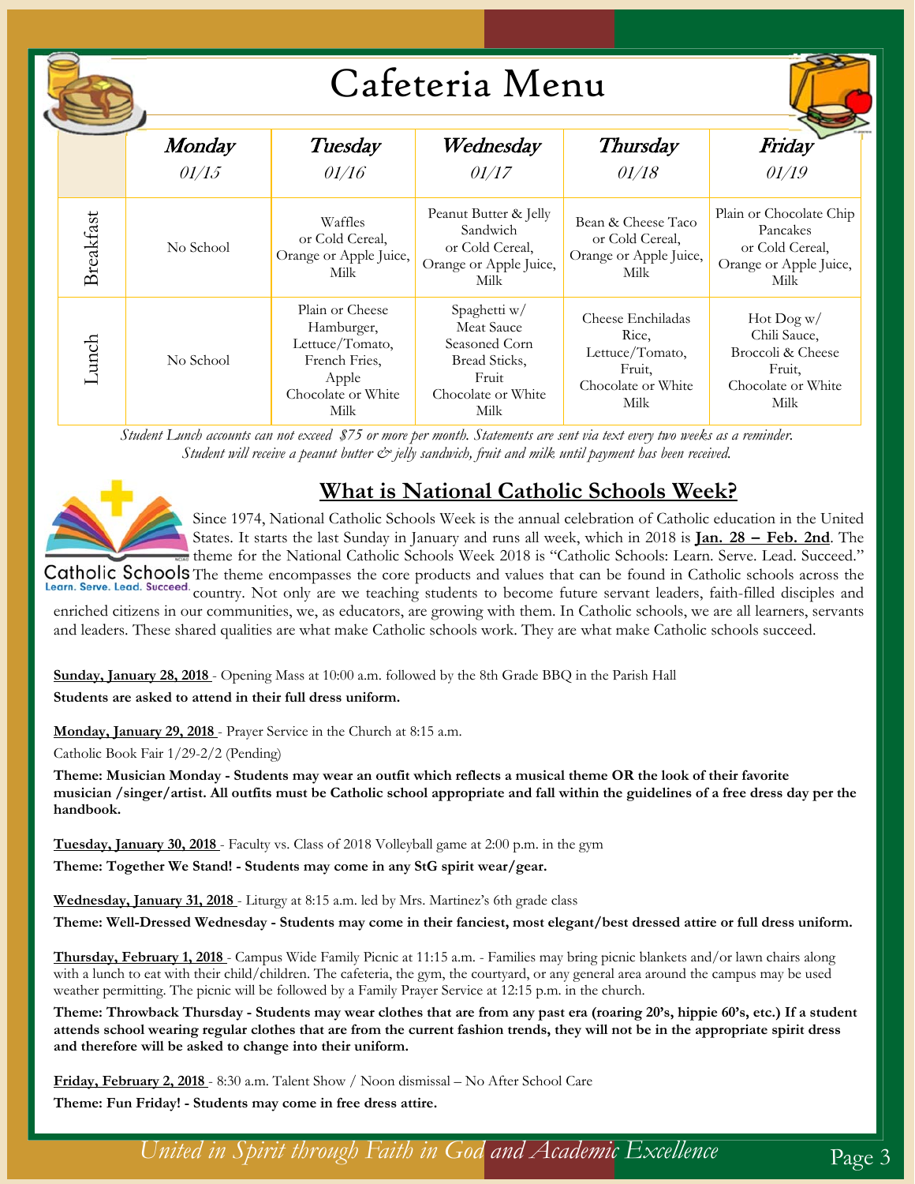# Cafeteria Menu

| | *Monday* *01/15* | *Tuesday* *01/16* | *Wednesday* *01/17* | *Thursday* *01/18* | *Friday* *01/19* |
|---|---|---|---|---|---|
| Breakfast | No School | Waffles or Cold Cereal, Orange or Apple Juice, Milk | Peanut Butter & Jelly Sandwich or Cold Cereal, Orange or Apple Juice, Milk | Bean & Cheese Taco or Cold Cereal, Orange or Apple Juice, Milk | Plain or Chocolate Chip Pancakes or Cold Cereal, Orange or Apple Juice, Milk |
| Lunch | No School | Plain or Cheese Hamburger, Lettuce/Tomato, French Fries, Apple Chocolate or White Milk | Spaghetti w/ Meat Sauce Seasoned Corn Bread Sticks, Fruit Chocolate or White Milk | Cheese Enchiladas Rice, Lettuce/Tomato, Fruit, Chocolate or White Milk | Hot Dog w/ Chili Sauce, Broccoli & Cheese Fruit, Chocolate or White Milk |

*Student Lunch accounts can not exceed $75 or more per month. Statements are sent via text every two weeks as a reminder. Student will receive a peanut butter & jelly sandwich, fruit and milk until payment has been received.*

## What is National Catholic Schools Week?

Catholic Schools
Learn. Serve. Lead. Succeed.

Since 1974, National Catholic Schools Week is the annual celebration of Catholic education in the United States. It starts the last Sunday in January and runs all week, which in 2018 is **Jan. 28 – Feb. 2nd**. The theme for the National Catholic Schools Week 2018 is "Catholic Schools: Learn. Serve. Lead. Succeed." The theme encompasses the core products and values that can be found in Catholic schools across the country. Not only are we teaching students to become future servant leaders, faith-filled disciples and enriched citizens in our communities, we, as educators, are growing with them. In Catholic schools, we are all learners, servants and leaders. These shared qualities are what make Catholic schools work. They are what make Catholic schools succeed.

**Sunday, January 28, 2018** - Opening Mass at 10:00 a.m. followed by the 8th Grade BBQ in the Parish Hall

**Students are asked to attend in their full dress uniform.**

**Monday, January 29, 2018** - Prayer Service in the Church at 8:15 a.m.

Catholic Book Fair 1/29-2/2 (Pending)

**Theme: Musician Monday - Students may wear an outfit which reflects a musical theme OR the look of their favorite musician /singer/artist. All outfits must be Catholic school appropriate and fall within the guidelines of a free dress day per the handbook.**

**Tuesday, January 30, 2018** - Faculty vs. Class of 2018 Volleyball game at 2:00 p.m. in the gym

**Theme: Together We Stand! - Students may come in any StG spirit wear/gear.**

**Wednesday, January 31, 2018** - Liturgy at 8:15 a.m. led by Mrs. Martinez's 6th grade class

**Theme: Well-Dressed Wednesday - Students may come in their fanciest, most elegant/best dressed attire or full dress uniform.**

**Thursday, February 1, 2018** - Campus Wide Family Picnic at 11:15 a.m. - Families may bring picnic blankets and/or lawn chairs along with a lunch to eat with their child/children. The cafeteria, the gym, the courtyard, or any general area around the campus may be used weather permitting. The picnic will be followed by a Family Prayer Service at 12:15 p.m. in the church.

**Theme: Throwback Thursday - Students may wear clothes that are from any past era (roaring 20's, hippie 60's, etc.) If a student attends school wearing regular clothes that are from the current fashion trends, they will not be in the appropriate spirit dress and therefore will be asked to change into their uniform.**

**Friday, February 2, 2018** - 8:30 a.m. Talent Show / Noon dismissal – No After School Care

**Theme: Fun Friday! - Students may come in free dress attire.**

*United in Spirit through Faith in God and Academic Excellence*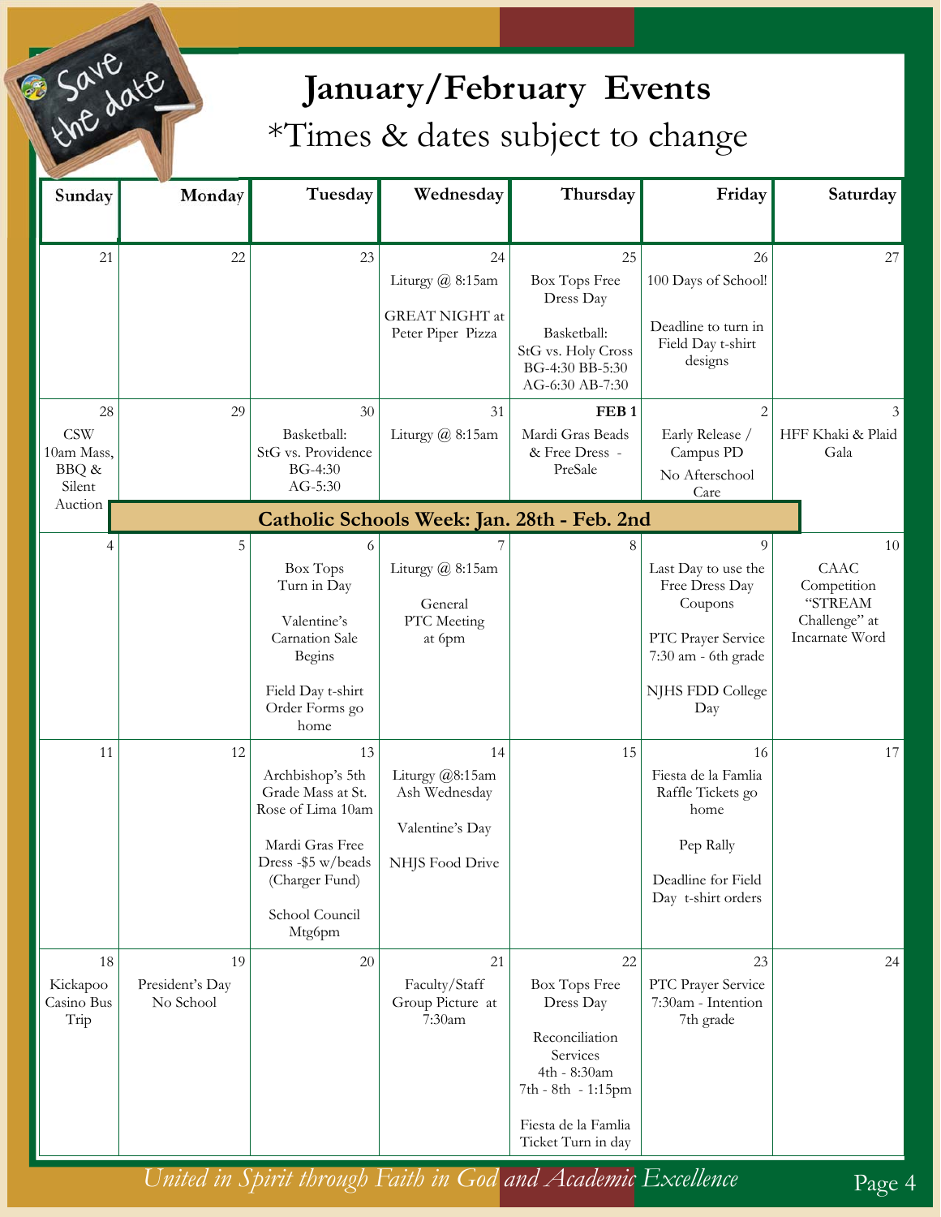Save the date

# January/February Events

*Times & dates subject to change

| Sunday | Monday | Tuesday | Wednesday | Thursday | Friday | Saturday |
|---|---|---|---|---|---|---|
| 21 | 22 | 23 | 24<br>Liturgy @ 8:15am<br>GREAT NIGHT at Peter Piper Pizza | 25<br>Box Tops Free Dress Day<br>Basketball: StG vs. Holy Cross BG-4:30 BB-5:30 AG-6:30 AB-7:30 | 26<br>100 Days of School!<br>Deadline to turn in Field Day t-shirt designs | 27 |
| 28<br>CSW 10am Mass, BBQ & Silent Auction | 29 | 30<br>Basketball: StG vs. Providence BG-4:30 AG-5:30 | 31<br>Liturgy @ 8:15am | **FEB 1**<br>Mardi Gras Beads & Free Dress - PreSale | 2<br>Early Release / Campus PD<br>No Afterschool Care | 3<br>HFF Khaki & Plaid Gala |
| | **Catholic Schools Week: Jan. 28th - Feb. 2nd** | | | | | |
| 4 | 5 | 6<br>Box Tops Turn in Day<br>Valentine's Carnation Sale Begins<br>Field Day t-shirt Order Forms go home | 7<br>Liturgy @ 8:15am<br>General PTC Meeting at 6pm | 8 | 9<br>Last Day to use the Free Dress Day Coupons<br>PTC Prayer Service 7:30 am - 6th grade<br>NJHS FDD College Day | 10<br>CAAC Competition "STREAM Challenge" at Incarnate Word |
| 11 | 12 | 13<br>Archbishop's 5th Grade Mass at St. Rose of Lima 10am<br>Mardi Gras Free Dress -$5 w/beads (Charger Fund)<br>School Council Mtg6pm | 14<br>Liturgy @8:15am Ash Wednesday<br>Valentine's Day<br>NHJS Food Drive | 15 | 16<br>Fiesta de la Famlia Raffle Tickets go home<br>Pep Rally<br>Deadline for Field Day t-shirt orders | 17 |
| 18<br>Kickapoo Casino Bus Trip | 19<br>President's Day No School | 20 | 21<br>Faculty/Staff Group Picture at 7:30am | 22<br>Box Tops Free Dress Day<br>Reconciliation Services 4th - 8:30am 7th - 8th - 1:15pm<br>Fiesta de la Famlia Ticket Turn in day | 23<br>PTC Prayer Service 7:30am - Intention 7th grade | 24 |

*United in Spirit through Faith in God and Academic Excellence*